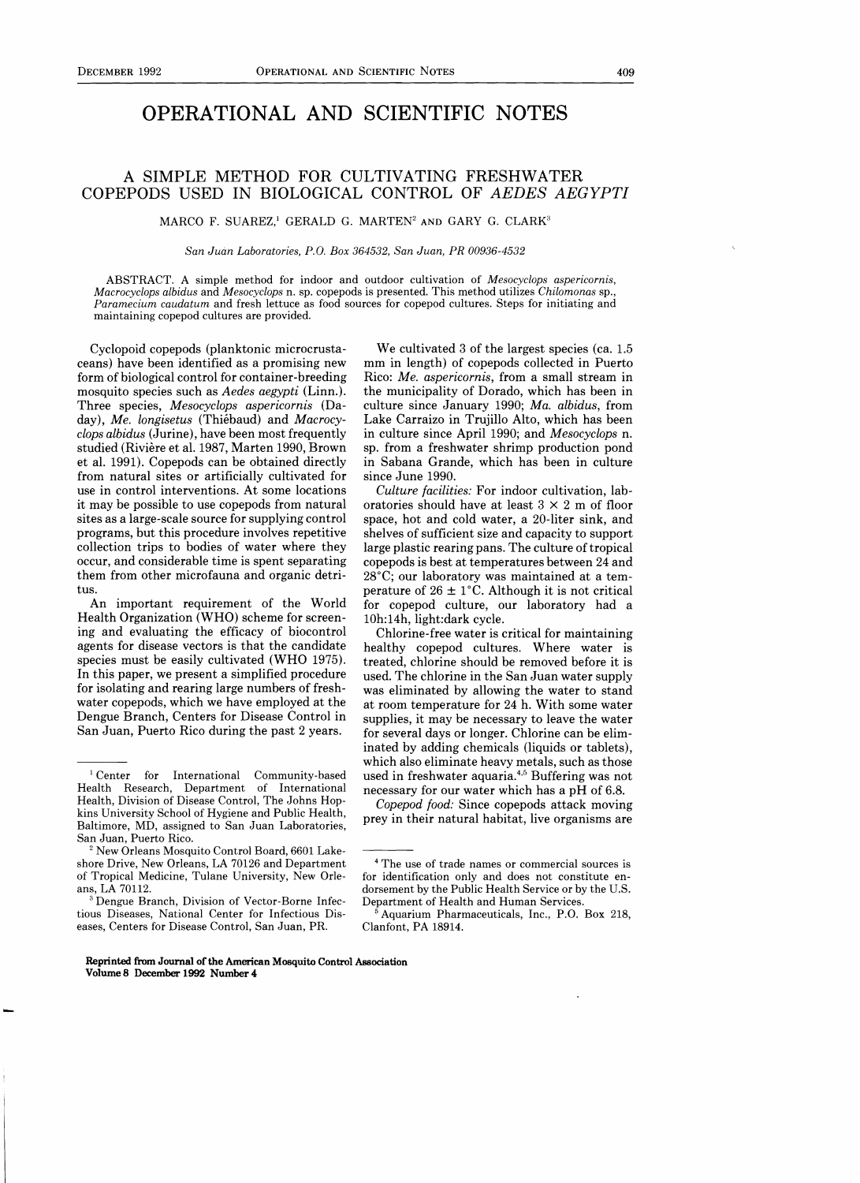// OPERATIONAL AND SCIENTIFIC NOTES

## A SIMPLE METHOD FOR CULTIVATING FRESHWATER COPEPODS USED IN BIOLOGICAL CONTROL OF *AEDES AEGYPTI*

MARCO F. SUAREZ,[1] GERALD G. MARTEN[2] AND GARY G. CLARK[3]

*San Juan Laboratories, P.O. Box 364532, San Juan, PR 00936-4532*

ABSTRACT. A simple method for indoor and outdoor cultivation of *Mesocyclops aspericornis*, *Macrocyclops albidus* and *Mesocyclops* n. sp. copepods is presented. This method utilizes *Chilomonas* sp., *Paramecium caudatum* and fresh lettuce as food sources for copepod cultures. Steps for initiating and maintaining copepod cultures are provided.

Cyclopoid copepods (planktonic microcrustaceans) have been identified as a promising new form of biological control for container-breeding mosquito species such as *Aedes aegypti* (Linn.). Three species, *Mesocyclops aspericornis* (Daday), *Me. longisetus* (Thiébaud) and *Macrocyclops albidus* (Jurine), have been most frequently studied (Rivière et al. 1987, Marten 1990, Brown et al. 1991). Copepods can be obtained directly from natural sites or artificially cultivated for use in control interventions. At some locations it may be possible to use copepods from natural sites as a large-scale source for supplying control programs, but this procedure involves repetitive collection trips to bodies of water where they occur, and considerable time is spent separating them from other microfauna and organic detritus.

An important requirement of the World Health Organization (WHO) scheme for screening and evaluating the efficacy of biocontrol agents for disease vectors is that the candidate species must be easily cultivated (WHO 1975). In this paper, we present a simplified procedure for isolating and rearing large numbers of freshwater copepods, which we have employed at the Dengue Branch, Centers for Disease Control in San Juan, Puerto Rico during the past 2 years.

We cultivated 3 of the largest species (ca. 1.5 mm in length) of copepods collected in Puerto Rico: *Me. aspericornis*, from a small stream in the municipality of Dorado, which has been in culture since January 1990; *Ma. albidus*, from Lake Carraizo in Trujillo Alto, which has been in culture since April 1990; and *Mesocyclops* n. sp. from a freshwater shrimp production pond in Sabana Grande, which has been in culture since June 1990.

*Culture facilities:* For indoor cultivation, laboratories should have at least 3 × 2 m of floor space, hot and cold water, a 20-liter sink, and shelves of sufficient size and capacity to support large plastic rearing pans. The culture of tropical copepods is best at temperatures between 24 and 28°C; our laboratory was maintained at a temperature of 26 ± 1°C. Although it is not critical for copepod culture, our laboratory had a 10h:14h, light:dark cycle.

Chlorine-free water is critical for maintaining healthy copepod cultures. Where water is treated, chlorine should be removed before it is used. The chlorine in the San Juan water supply was eliminated by allowing the water to stand at room temperature for 24 h. With some water supplies, it may be necessary to leave the water for several days or longer. Chlorine can be eliminated by adding chemicals (liquids or tablets), which also eliminate heavy metals, such as those used in freshwater aquaria.[4,5] Buffering was not necessary for our water which has a pH of 6.8.

*Copepod food:* Since copepods attack moving prey in their natural habitat, live organisms are

---

[1] Center for International Community-based Health Research, Department of International Health, Division of Disease Control, The Johns Hopkins University School of Hygiene and Public Health, Baltimore, MD, assigned to San Juan Laboratories, San Juan, Puerto Rico.

[2] New Orleans Mosquito Control Board, 6601 Lakeshore Drive, New Orleans, LA 70126 and Department of Tropical Medicine, Tulane University, New Orleans, LA 70112.

[3] Dengue Branch, Division of Vector-Borne Infectious Diseases, National Center for Infectious Diseases, Centers for Disease Control, San Juan, PR.

[4] The use of trade names or commercial sources is for identification only and does not constitute endorsement by the Public Health Service or by the U.S. Department of Health and Human Services.

[5] Aquarium Pharmaceuticals, Inc., P.O. Box 218, Clanfont, PA 18914.

**Reprinted from Journal of the American Mosquito Control Association Volume 8 December 1992 Number 4**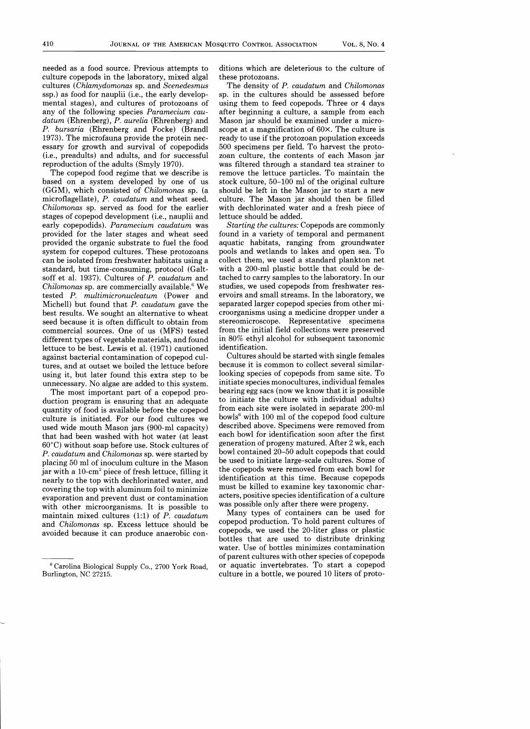needed as a food source. Previous attempts to culture copepods in the laboratory, mixed algal cultures (*Chlamydomonas* sp. and *Scenedesmus* ssp.) as food for nauplii (i.e., the early developmental stages), and cultures of protozoans of any of the following species *Paramecium caudatum* (Ehrenberg), *P. aurelia* (Ehrenberg) and *P. bursaria* (Ehrenberg and Focke) (Brandl 1973). The microfauna provide the protein necessary for growth and survival of copepodids (i.e., preadults) and adults, and for successful reproduction of the adults (Smyly 1970).

The copepod food regime that we describe is based on a system developed by one of us (GGM), which consisted of *Chilomonas* sp. (a microflagellate), *P. caudatum* and wheat seed. *Chilomonas* sp. served as food for the earlier stages of copepod development (i.e., nauplii and early copepodids). *Paramecium caudatum* was provided for the later stages and wheat seed provided the organic substrate to fuel the food system for copepod cultures. These protozoans can be isolated from freshwater habitats using a standard, but time-consuming, protocol (Galtsoff et al. 1937). Cultures of *P. caudatum* and *Chilomonas* sp. are commercially available.[6] We tested *P. multimicronucleatum* (Power and Michell) but found that *P. caudatum* gave the best results. We sought an alternative to wheat seed because it is often difficult to obtain from commercial sources. One of us (MFS) tested different types of vegetable materials, and found lettuce to be best. Lewis et al. (1971) cautioned against bacterial contamination of copepod cultures, and at outset we boiled the lettuce before using it, but later found this extra step to be unnecessary. No algae are added to this system.

The most important part of a copepod production program is ensuring that an adequate quantity of food is available before the copepod culture is initiated. For our food cultures we used wide mouth Mason jars (900-ml capacity) that had been washed with hot water (at least 60°C) without soap before use. Stock cultures of *P. caudatum* and *Chilomonas* sp. were started by placing 50 ml of inoculum culture in the Mason jar with a 10-cm$^2$ piece of fresh lettuce, filling it nearly to the top with dechlorinated water, and covering the top with aluminum foil to minimize evaporation and prevent dust or contamination with other microorganisms. It is possible to maintain mixed cultures (1:1) of *P. caudatum* and *Chilomonas* sp. Excess lettuce should be avoided because it can produce anaerobic conditions which are deleterious to the culture of these protozoans.

The density of *P. caudatum* and *Chilomonas* sp. in the cultures should be assessed before using them to feed copepods. Three or 4 days after beginning a culture, a sample from each Mason jar should be examined under a microscope at a magnification of 60×. The culture is ready to use if the protozoan population exceeds 500 specimens per field. To harvest the protozoan culture, the contents of each Mason jar was filtered through a standard tea strainer to remove the lettuce particles. To maintain the stock culture, 50–100 ml of the original culture should be left in the Mason jar to start a new culture. The Mason jar should then be filled with dechlorinated water and a fresh piece of lettuce should be added.

*Starting the cultures:* Copepods are commonly found in a variety of temporal and permanent aquatic habitats, ranging from groundwater pools and wetlands to lakes and open sea. To collect them, we used a standard plankton net with a 200-ml plastic bottle that could be detached to carry samples to the laboratory. In our studies, we used copepods from freshwater reservoirs and small streams. In the laboratory, we separated larger copepod species from other microorganisms using a medicine dropper under a stereomicroscope. Representative specimens from the initial field collections were preserved in 80% ethyl alcohol for subsequent taxonomic identification.

Cultures should be started with single females because it is common to collect several similar-looking species of copepods from same site. To initiate species monocultures, individual females bearing egg sacs (now we know that it is possible to initiate the culture with individual adults) from each site were isolated in separate 200-ml bowls[6] with 100 ml of the copepod food culture described above. Specimens were removed from each bowl for identification soon after the first generation of progeny matured. After 2 wk, each bowl contained 20–50 adult copepods that could be used to initiate large-scale cultures. Some of the copepods were removed from each bowl for identification at this time. Because copepods must be killed to examine key taxonomic characters, positive species identification of a culture was possible only after there were progeny.

Many types of containers can be used for copepod production. To hold parent cultures of copepods, we used the 20-liter glass or plastic bottles that are used to distribute drinking water. Use of bottles minimizes contamination of parent cultures with other species of copepods or aquatic invertebrates. To start a copepod culture in a bottle, we poured 10 liters of proto-

---

[6] Carolina Biological Supply Co., 2700 York Road, Burlington, NC 27215.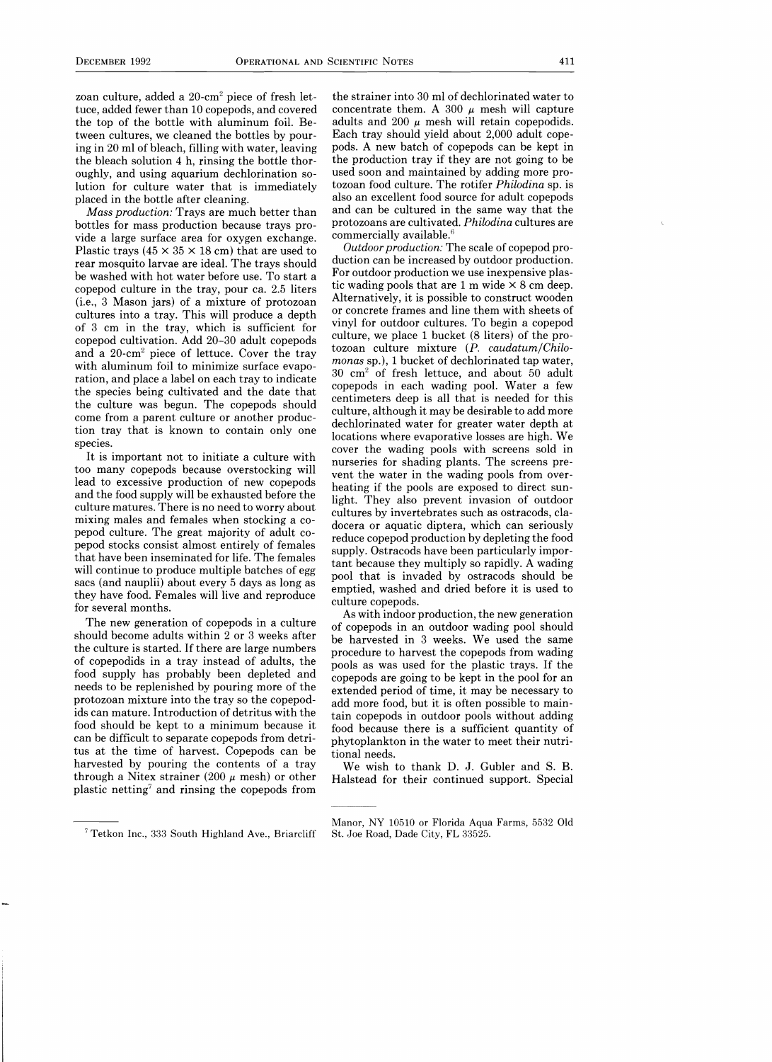zoan culture, added a 20-cm$^2$ piece of fresh lettuce, added fewer than 10 copepods, and covered the top of the bottle with aluminum foil. Between cultures, we cleaned the bottles by pouring in 20 ml of bleach, filling with water, leaving the bleach solution 4 h, rinsing the bottle thoroughly, and using aquarium dechlorination solution for culture water that is immediately placed in the bottle after cleaning.

*Mass production:* Trays are much better than bottles for mass production because trays provide a large surface area for oxygen exchange. Plastic trays (45 × 35 × 18 cm) that are used to rear mosquito larvae are ideal. The trays should be washed with hot water before use. To start a copepod culture in the tray, pour ca. 2.5 liters (i.e., 3 Mason jars) of a mixture of protozoan cultures into a tray. This will produce a depth of 3 cm in the tray, which is sufficient for copepod cultivation. Add 20–30 adult copepods and a 20-cm$^2$ piece of lettuce. Cover the tray with aluminum foil to minimize surface evaporation, and place a label on each tray to indicate the species being cultivated and the date that the culture was begun. The copepods should come from a parent culture or another production tray that is known to contain only one species.

It is important not to initiate a culture with too many copepods because overstocking will lead to excessive production of new copepods and the food supply will be exhausted before the culture matures. There is no need to worry about mixing males and females when stocking a copepod culture. The great majority of adult copepod stocks consist almost entirely of females that have been inseminated for life. The females will continue to produce multiple batches of egg sacs (and nauplii) about every 5 days as long as they have food. Females will live and reproduce for several months.

The new generation of copepods in a culture should become adults within 2 or 3 weeks after the culture is started. If there are large numbers of copepodids in a tray instead of adults, the food supply has probably been depleted and needs to be replenished by pouring more of the protozoan mixture into the tray so the copepodids can mature. Introduction of detritus with the food should be kept to a minimum because it can be difficult to separate copepods from detritus at the time of harvest. Copepods can be harvested by pouring the contents of a tray through a Nitex strainer (200 μ mesh) or other plastic netting[7] and rinsing the copepods from the strainer into 30 ml of dechlorinated water to concentrate them. A 300 μ mesh will capture adults and 200 μ mesh will retain copepodids. Each tray should yield about 2,000 adult copepods. A new batch of copepods can be kept in the production tray if they are not going to be used soon and maintained by adding more protozoan food culture. The rotifer *Philodina* sp. is also an excellent food source for adult copepods and can be cultured in the same way that the protozoans are cultivated. *Philodina* cultures are commercially available.[6]

*Outdoor production:* The scale of copepod production can be increased by outdoor production. For outdoor production we use inexpensive plastic wading pools that are 1 m wide × 8 cm deep. Alternatively, it is possible to construct wooden or concrete frames and line them with sheets of vinyl for outdoor cultures. To begin a copepod culture, we place 1 bucket (8 liters) of the protozoan culture mixture (*P. caudatum*/*Chilomonas* sp.), 1 bucket of dechlorinated tap water, 30 cm$^2$ of fresh lettuce, and about 50 adult copepods in each wading pool. Water a few centimeters deep is all that is needed for this culture, although it may be desirable to add more dechlorinated water for greater water depth at locations where evaporative losses are high. We cover the wading pools with screens sold in nurseries for shading plants. The screens prevent the water in the wading pools from overheating if the pools are exposed to direct sunlight. They also prevent invasion of outdoor cultures by invertebrates such as ostracods, cladocera or aquatic diptera, which can seriously reduce copepod production by depleting the food supply. Ostracods have been particularly important because they multiply so rapidly. A wading pool that is invaded by ostracods should be emptied, washed and dried before it is used to culture copepods.

As with indoor production, the new generation of copepods in an outdoor wading pool should be harvested in 3 weeks. We used the same procedure to harvest the copepods from wading pools as was used for the plastic trays. If the copepods are going to be kept in the pool for an extended period of time, it may be necessary to add more food, but it is often possible to maintain copepods in outdoor pools without adding food because there is a sufficient quantity of phytoplankton in the water to meet their nutritional needs.

We wish to thank D. J. Gubler and S. B. Halstead for their continued support. Special

[7] Tetkon Inc., 333 South Highland Ave., Briarcliff Manor, NY 10510 or Florida Aqua Farms, 5532 Old St. Joe Road, Dade City, FL 33525.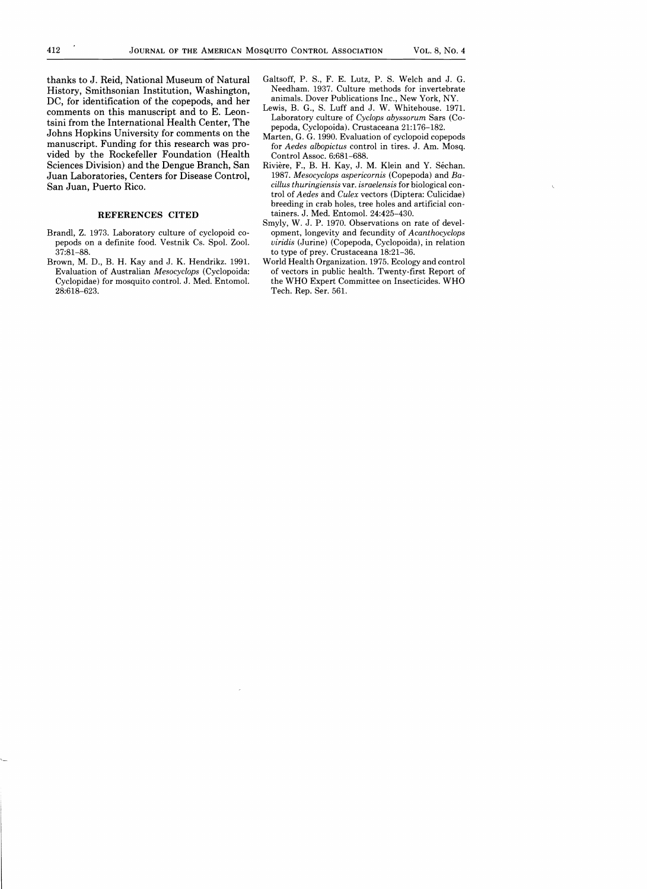thanks to J. Reid, National Museum of Natural History, Smithsonian Institution, Washington, DC, for identification of the copepods, and her comments on this manuscript and to E. Leontsini from the International Health Center, The Johns Hopkins University for comments on the manuscript. Funding for this research was provided by the Rockefeller Foundation (Health Sciences Division) and the Dengue Branch, San Juan Laboratories, Centers for Disease Control, San Juan, Puerto Rico.

## REFERENCES CITED

Brandl, Z. 1973. Laboratory culture of cyclopoid copepods on a definite food. Vestnik Cs. Spol. Zool. 37:81–88.

Brown, M. D., B. H. Kay and J. K. Hendrikz. 1991. Evaluation of Australian *Mesocyclops* (Cyclopoida: Cyclopidae) for mosquito control. J. Med. Entomol. 28:618–623.

Galtsoff, P. S., F. E. Lutz, P. S. Welch and J. G. Needham. 1937. Culture methods for invertebrate animals. Dover Publications Inc., New York, NY.

Lewis, B. G., S. Luff and J. W. Whitehouse. 1971. Laboratory culture of *Cyclops abyssorum* Sars (Copepoda, Cyclopoida). Crustaceana 21:176–182.

Marten, G. G. 1990. Evaluation of cyclopoid copepods for *Aedes albopictus* control in tires. J. Am. Mosq. Control Assoc. 6:681–688.

Rivière, F., B. H. Kay, J. M. Klein and Y. Séchan. 1987. *Mesocyclops aspericornis* (Copepoda) and *Bacillus thuringiensis* var. *israelensis* for biological control of *Aedes* and *Culex* vectors (Diptera: Culicidae) breeding in crab holes, tree holes and artificial containers. J. Med. Entomol. 24:425–430.

Smyly, W. J. P. 1970. Observations on rate of development, longevity and fecundity of *Acanthocyclops viridis* (Jurine) (Copepoda, Cyclopoida), in relation to type of prey. Crustaceana 18:21–36.

World Health Organization. 1975. Ecology and control of vectors in public health. Twenty-first Report of the WHO Expert Committee on Insecticides. WHO Tech. Rep. Ser. 561.